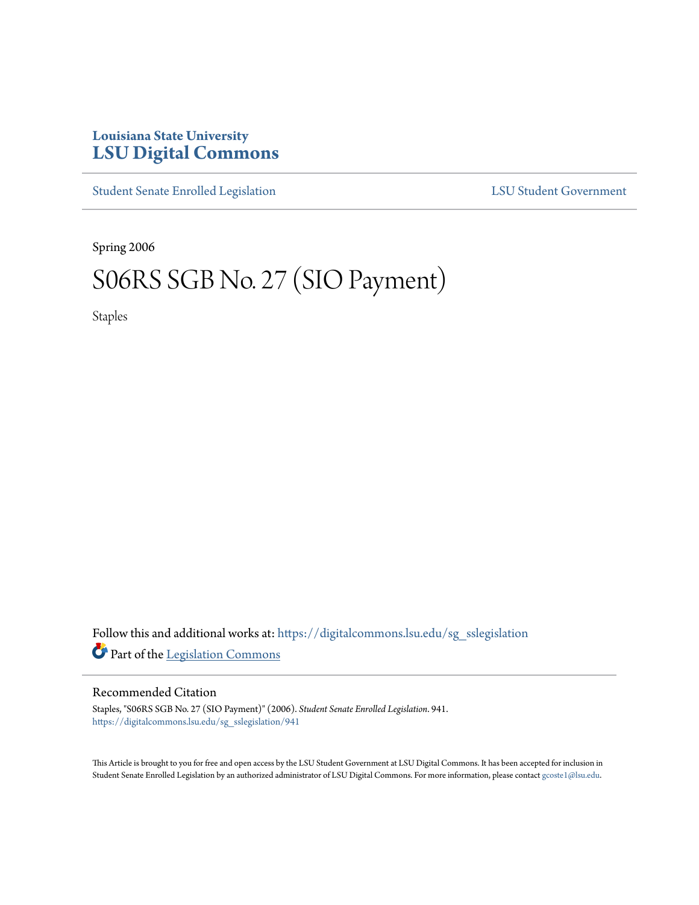Louisiana State University

# LSU Digital Commons

Student Senate Enrolled Legislation

LSU Student Government

Spring 2006

# S06RS SGB No. 27 (SIO Payment)

Staples

Follow this and additional works at: https://digitalcommons.lsu.edu/sg_sslegislation

Part of the Legislation Commons

## Recommended Citation

Staples, "S06RS SGB No. 27 (SIO Payment)" (2006). *Student Senate Enrolled Legislation*. 941.
https://digitalcommons.lsu.edu/sg_sslegislation/941

This Article is brought to you for free and open access by the LSU Student Government at LSU Digital Commons. It has been accepted for inclusion in Student Senate Enrolled Legislation by an authorized administrator of LSU Digital Commons. For more information, please contact gcoste1@lsu.edu.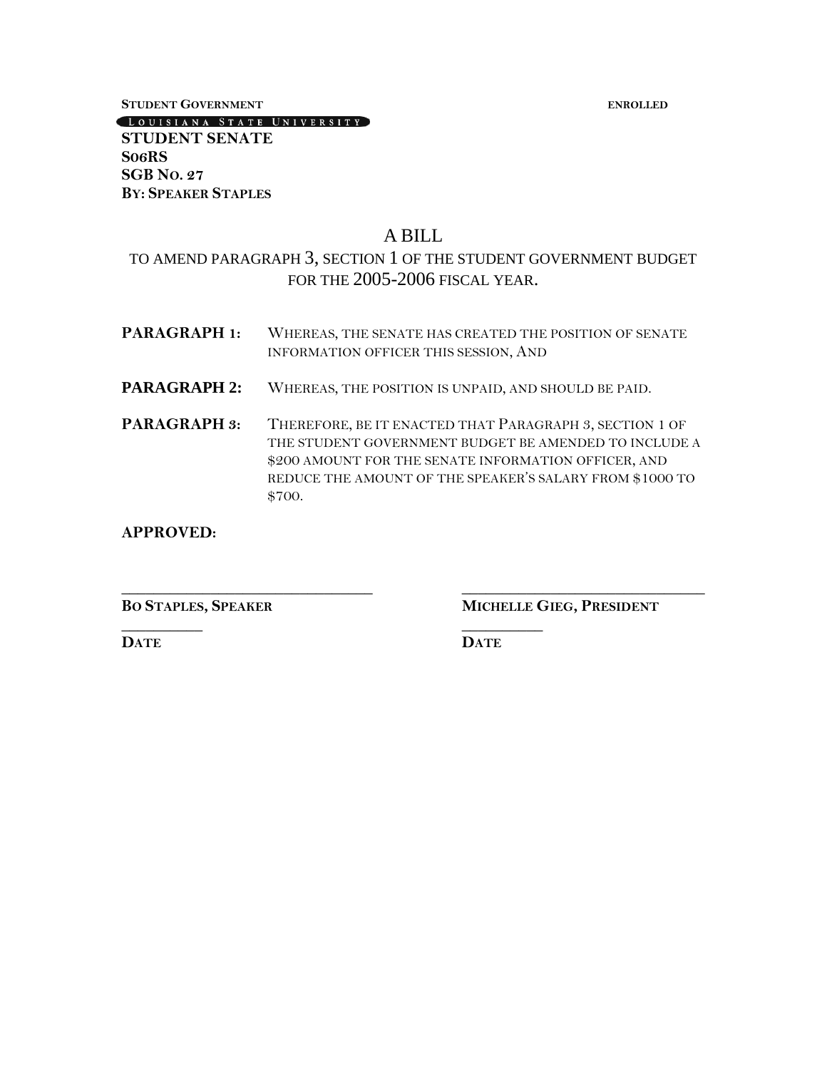**STUDENT GOVERNMENT** **ENROLLED**

LOUISIANA STATE UNIVERSITY

**STUDENT SENATE**
**S06RS**
**SGB NO. 27**
**BY: SPEAKER STAPLES**

# A BILL

## TO AMEND PARAGRAPH 3, SECTION 1 OF THE STUDENT GOVERNMENT BUDGET FOR THE 2005-2006 FISCAL YEAR.

**PARAGRAPH 1:** WHEREAS, THE SENATE HAS CREATED THE POSITION OF SENATE INFORMATION OFFICER THIS SESSION, AND

**PARAGRAPH 2:** WHEREAS, THE POSITION IS UNPAID, AND SHOULD BE PAID.

**PARAGRAPH 3:** THEREFORE, BE IT ENACTED THAT PARAGRAPH 3, SECTION 1 OF THE STUDENT GOVERNMENT BUDGET BE AMENDED TO INCLUDE A $200 AMOUNT FOR THE SENATE INFORMATION OFFICER, AND REDUCE THE AMOUNT OF THE SPEAKER'S SALARY FROM $1000 TO $700.

**APPROVED:**

_______________________________
**BO STAPLES, SPEAKER**

__________
**DATE**

_______________________________
**MICHELLE GIEG, PRESIDENT**

__________
**DATE**